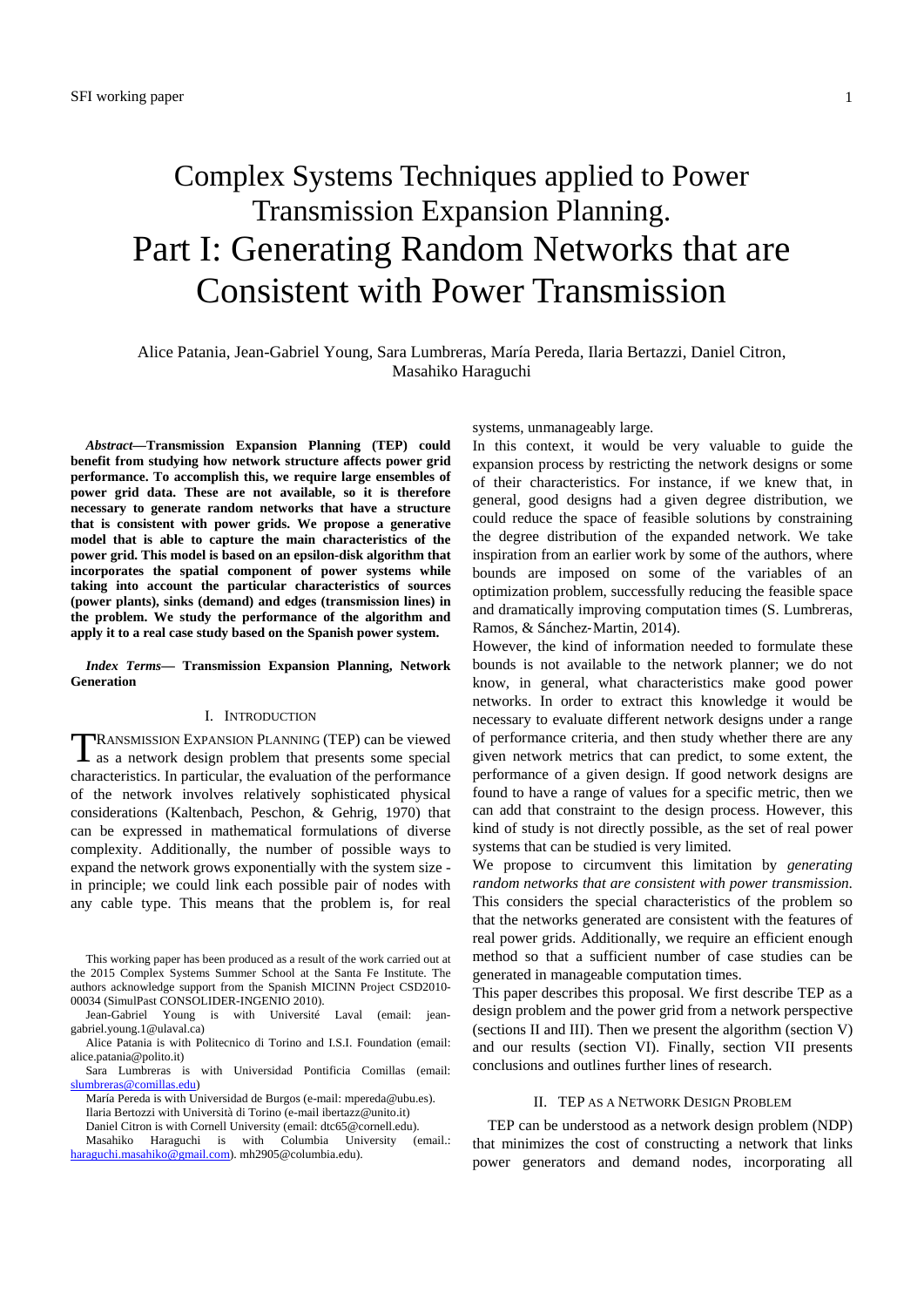# Complex Systems Techniques applied to Power Transmission Expansion Planning. Part I: Generating Random Networks that are Consistent with Power Transmission

Alice Patania, Jean-Gabriel Young, Sara Lumbreras, María Pereda, Ilaria Bertazzi, Daniel Citron, Masahiko Haraguchi

***Abstract*—Transmission Expansion Planning (TEP) could benefit from studying how network structure affects power grid performance. To accomplish this, we require large ensembles of power grid data. These are not available, so it is therefore necessary to generate random networks that have a structure that is consistent with power grids. We propose a generative model that is able to capture the main characteristics of the power grid. This model is based on an epsilon-disk algorithm that incorporates the spatial component of power systems while taking into account the particular characteristics of sources (power plants), sinks (demand) and edges (transmission lines) in the problem. We study the performance of the algorithm and apply it to a real case study based on the Spanish power system.**

***Index Terms*— Transmission Expansion Planning, Network Generation**

## I. Introduction

TRANSMISSION EXPANSION PLANNING (TEP) can be viewed as a network design problem that presents some special characteristics. In particular, the evaluation of the performance of the network involves relatively sophisticated physical considerations (Kaltenbach, Peschon, & Gehrig, 1970) that can be expressed in mathematical formulations of diverse complexity. Additionally, the number of possible ways to expand the network grows exponentially with the system size - in principle; we could link each possible pair of nodes with any cable type. This means that the problem is, for real systems, unmanageably large.

In this context, it would be very valuable to guide the expansion process by restricting the network designs or some of their characteristics. For instance, if we knew that, in general, good designs had a given degree distribution, we could reduce the space of feasible solutions by constraining the degree distribution of the expanded network. We take inspiration from an earlier work by some of the authors, where bounds are imposed on some of the variables of an optimization problem, successfully reducing the feasible space and dramatically improving computation times (S. Lumbreras, Ramos, & Sánchez-Martin, 2014).

However, the kind of information needed to formulate these bounds is not available to the network planner; we do not know, in general, what characteristics make good power networks. In order to extract this knowledge it would be necessary to evaluate different network designs under a range of performance criteria, and then study whether there are any given network metrics that can predict, to some extent, the performance of a given design. If good network designs are found to have a range of values for a specific metric, then we can add that constraint to the design process. However, this kind of study is not directly possible, as the set of real power systems that can be studied is very limited.

We propose to circumvent this limitation by *generating random networks that are consistent with power transmission*. This considers the special characteristics of the problem so that the networks generated are consistent with the features of real power grids. Additionally, we require an efficient enough method so that a sufficient number of case studies can be generated in manageable computation times.

This paper describes this proposal. We first describe TEP as a design problem and the power grid from a network perspective (sections II and III). Then we present the algorithm (section V) and our results (section VI). Finally, section VII presents conclusions and outlines further lines of research.

## II. TEP as a Network Design Problem

TEP can be understood as a network design problem (NDP) that minimizes the cost of constructing a network that links power generators and demand nodes, incorporating all

---

This working paper has been produced as a result of the work carried out at the 2015 Complex Systems Summer School at the Santa Fe Institute. The authors acknowledge support from the Spanish MICINN Project CSD2010-00034 (SimulPast CONSOLIDER-INGENIO 2010).

Jean-Gabriel Young is with Université Laval (email: jean-gabriel.young.1@ulaval.ca)

Alice Patania is with Politecnico di Torino and I.S.I. Foundation (email: alice.patania@polito.it)

Sara Lumbreras is with Universidad Pontificia Comillas (email: slumbreras@comillas.edu)

María Pereda is with Universidad de Burgos (e-mail: mpereda@ubu.es).

Ilaria Bertozzi with Università di Torino (e-mail ibertazz@unito.it)

Daniel Citron is with Cornell University (email: dtc65@cornell.edu).

Masahiko Haraguchi is with Columbia University (email.: haraguchi.masahiko@gmail.com). mh2905@columbia.edu).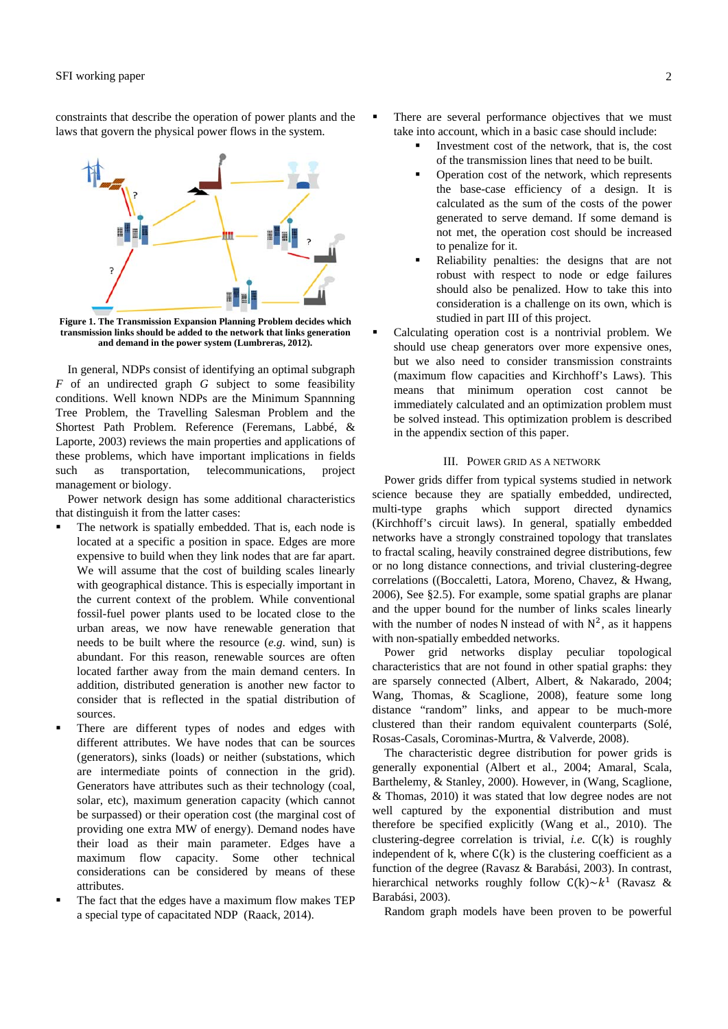constraints that describe the operation of power plants and the laws that govern the physical power flows in the system.

**Figure 1. The Transmission Expansion Planning Problem decides which transmission links should be added to the network that links generation and demand in the power system (Lumbreras, 2012).**

In general, NDPs consist of identifying an optimal subgraph *F* of an undirected graph *G* subject to some feasibility conditions. Well known NDPs are the Minimum Spannning Tree Problem, the Travelling Salesman Problem and the Shortest Path Problem. Reference (Feremans, Labbé, & Laporte, 2003) reviews the main properties and applications of these problems, which have important implications in fields such as transportation, telecommunications, project management or biology.

Power network design has some additional characteristics that distinguish it from the latter cases:

- The network is spatially embedded. That is, each node is located at a specific a position in space. Edges are more expensive to build when they link nodes that are far apart. We will assume that the cost of building scales linearly with geographical distance. This is especially important in the current context of the problem. While conventional fossil-fuel power plants used to be located close to the urban areas, we now have renewable generation that needs to be built where the resource (*e.g.* wind, sun) is abundant. For this reason, renewable sources are often located farther away from the main demand centers. In addition, distributed generation is another new factor to consider that is reflected in the spatial distribution of sources.
- There are different types of nodes and edges with different attributes. We have nodes that can be sources (generators), sinks (loads) or neither (substations, which are intermediate points of connection in the grid). Generators have attributes such as their technology (coal, solar, etc), maximum generation capacity (which cannot be surpassed) or their operation cost (the marginal cost of providing one extra MW of energy). Demand nodes have their load as their main parameter. Edges have a maximum flow capacity. Some other technical considerations can be considered by means of these attributes.
- The fact that the edges have a maximum flow makes TEP a special type of capacitated NDP (Raack, 2014).
- There are several performance objectives that we must take into account, which in a basic case should include:
  - Investment cost of the network, that is, the cost of the transmission lines that need to be built.
  - Operation cost of the network, which represents the base-case efficiency of a design. It is calculated as the sum of the costs of the power generated to serve demand. If some demand is not met, the operation cost should be increased to penalize for it.
  - Reliability penalties: the designs that are not robust with respect to node or edge failures should also be penalized. How to take this into consideration is a challenge on its own, which is studied in part III of this project.
- Calculating operation cost is a nontrivial problem. We should use cheap generators over more expensive ones, but we also need to consider transmission constraints (maximum flow capacities and Kirchhoff's Laws). This means that minimum operation cost cannot be immediately calculated and an optimization problem must be solved instead. This optimization problem is described in the appendix section of this paper.

## III. Power grid as a network

Power grids differ from typical systems studied in network science because they are spatially embedded, undirected, multi-type graphs which support directed dynamics (Kirchhoff's circuit laws). In general, spatially embedded networks have a strongly constrained topology that translates to fractal scaling, heavily constrained degree distributions, few or no long distance connections, and trivial clustering-degree correlations ((Boccaletti, Latora, Moreno, Chavez, & Hwang, 2006), See §2.5). For example, some spatial graphs are planar and the upper bound for the number of links scales linearly with the number of nodes $\mathrm{N}$ instead of with $\mathrm{N}^2$, as it happens with non-spatially embedded networks.

Power grid networks display peculiar topological characteristics that are not found in other spatial graphs: they are sparsely connected (Albert, Albert, & Nakarado, 2004; Wang, Thomas, & Scaglione, 2008), feature some long distance "random" links, and appear to be much-more clustered than their random equivalent counterparts (Solé, Rosas-Casals, Corominas-Murtra, & Valverde, 2008).

The characteristic degree distribution for power grids is generally exponential (Albert et al., 2004; Amaral, Scala, Barthelemy, & Stanley, 2000). However, in (Wang, Scaglione, & Thomas, 2010) it was stated that low degree nodes are not well captured by the exponential distribution and must therefore be specified explicitly (Wang et al., 2010). The clustering-degree correlation is trivial, *i.e.* $\mathrm{C(k)}$ is roughly independent of k, where $\mathrm{C(k)}$ is the clustering coefficient as a function of the degree (Ravasz & Barabási, 2003). In contrast, hierarchical networks roughly follow $\mathrm{C(k)} \sim k^1$ (Ravasz & Barabási, 2003).

Random graph models have been proven to be powerful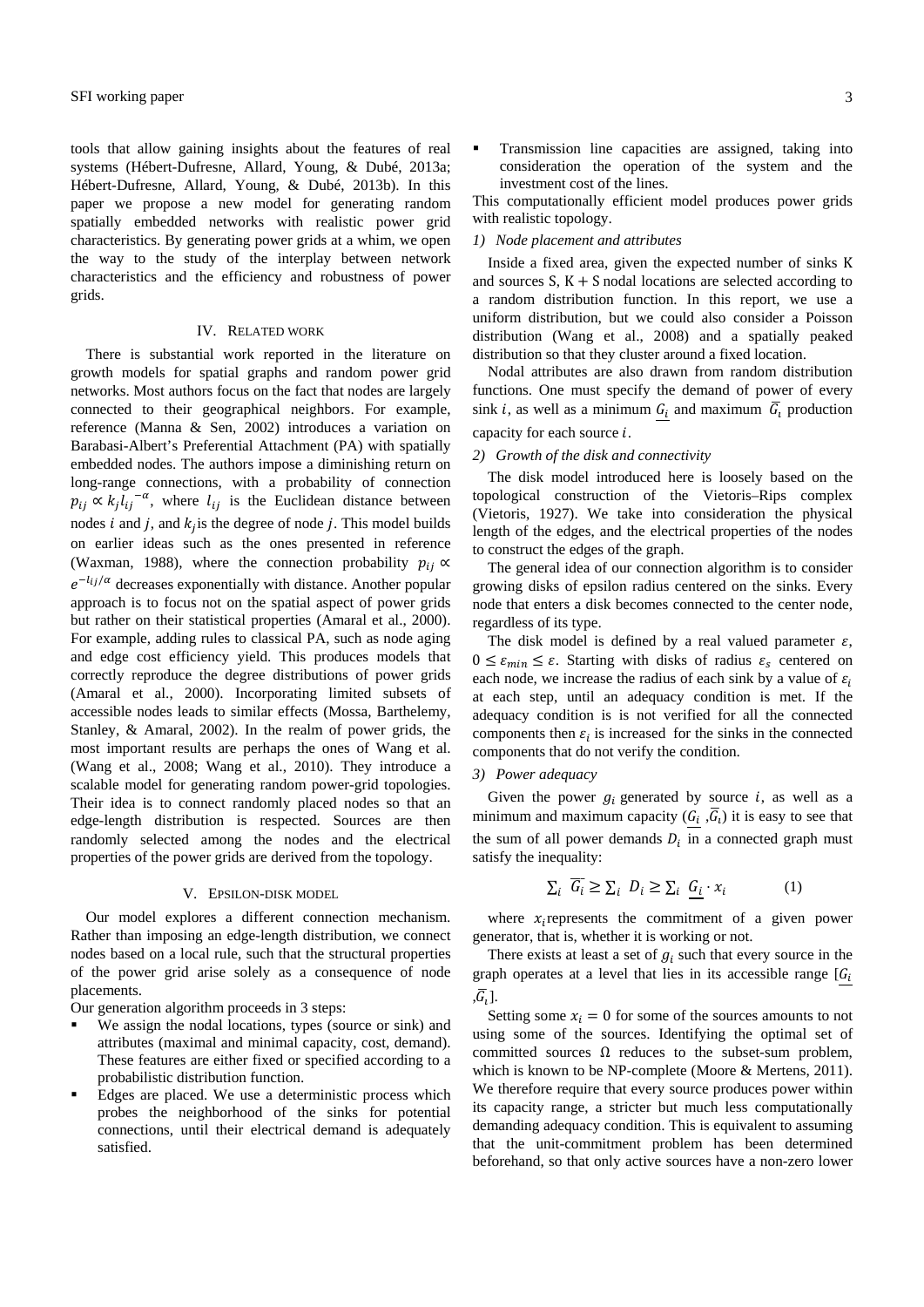tools that allow gaining insights about the features of real systems (Hébert-Dufresne, Allard, Young, & Dubé, 2013a; Hébert-Dufresne, Allard, Young, & Dubé, 2013b). In this paper we propose a new model for generating random spatially embedded networks with realistic power grid characteristics. By generating power grids at a whim, we open the way to the study of the interplay between network characteristics and the efficiency and robustness of power grids.

## IV. Related work

There is substantial work reported in the literature on growth models for spatial graphs and random power grid networks. Most authors focus on the fact that nodes are largely connected to their geographical neighbors. For example, reference (Manna & Sen, 2002) introduces a variation on Barabasi-Albert's Preferential Attachment (PA) with spatially embedded nodes. The authors impose a diminishing return on long-range connections, with a probability of connection $p_{ij} \propto k_j {l_{ij}}^{-\alpha}$, where $l_{ij}$ is the Euclidean distance between nodes $i$ and $j$, and $k_j$ is the degree of node $j$. This model builds on earlier ideas such as the ones presented in reference (Waxman, 1988), where the connection probability $p_{ij} \propto e^{-l_{ij}/\alpha}$ decreases exponentially with distance. Another popular approach is to focus not on the spatial aspect of power grids but rather on their statistical properties (Amaral et al., 2000). For example, adding rules to classical PA, such as node aging and edge cost efficiency yield. This produces models that correctly reproduce the degree distributions of power grids (Amaral et al., 2000). Incorporating limited subsets of accessible nodes leads to similar effects (Mossa, Barthelemy, Stanley, & Amaral, 2002). In the realm of power grids, the most important results are perhaps the ones of Wang et al. (Wang et al., 2008; Wang et al., 2010). They introduce a scalable model for generating random power-grid topologies. Their idea is to connect randomly placed nodes so that an edge-length distribution is respected. Sources are then randomly selected among the nodes and the electrical properties of the power grids are derived from the topology.

## V. Epsilon-disk model

Our model explores a different connection mechanism. Rather than imposing an edge-length distribution, we connect nodes based on a local rule, such that the structural properties of the power grid arise solely as a consequence of node placements.

Our generation algorithm proceeds in 3 steps:

- We assign the nodal locations, types (source or sink) and attributes (maximal and minimal capacity, cost, demand). These features are either fixed or specified according to a probabilistic distribution function.
- Edges are placed. We use a deterministic process which probes the neighborhood of the sinks for potential connections, until their electrical demand is adequately satisfied.
- Transmission line capacities are assigned, taking into consideration the operation of the system and the investment cost of the lines.

This computationally efficient model produces power grids with realistic topology.

### 1) Node placement and attributes

Inside a fixed area, given the expected number of sinks K and sources S, K + S nodal locations are selected according to a random distribution function. In this report, we use a uniform distribution, but we could also consider a Poisson distribution (Wang et al., 2008) and a spatially peaked distribution so that they cluster around a fixed location.

Nodal attributes are also drawn from random distribution functions. One must specify the demand of power of every sink $i$, as well as a minimum $\underline{G_i}$ and maximum $\overline{G_i}$ production capacity for each source $i$.

### 2) Growth of the disk and connectivity

The disk model introduced here is loosely based on the topological construction of the Vietoris–Rips complex (Vietoris, 1927). We take into consideration the physical length of the edges, and the electrical properties of the nodes to construct the edges of the graph.

The general idea of our connection algorithm is to consider growing disks of epsilon radius centered on the sinks. Every node that enters a disk becomes connected to the center node, regardless of its type.

The disk model is defined by a real valued parameter $\varepsilon$, $0 \leq \varepsilon_{min} \leq \varepsilon$. Starting with disks of radius $\varepsilon_s$ centered on each node, we increase the radius of each sink by a value of $\varepsilon_i$ at each step, until an adequacy condition is met. If the adequacy condition is not verified for all the connected components then $\varepsilon_i$ is increased for the sinks in the connected components that do not verify the condition.

### 3) Power adequacy

Given the power $g_i$ generated by source $i$, as well as a minimum and maximum capacity ($\underline{G_i}$ ,$\overline{G_i}$) it is easy to see that the sum of all power demands $D_i$ in a connected graph must satisfy the inequality:

$$\sum_i \overline{G_i} \geq \sum_i D_i \geq \sum_i \underline{G_i} \cdot x_i \qquad (1)$$

where $x_i$ represents the commitment of a given power generator, that is, whether it is working or not.

There exists at least a set of $g_i$ such that every source in the graph operates at a level that lies in its accessible range [$\underline{G_i}$ ,$\overline{G_i}$].

Setting some $x_i = 0$ for some of the sources amounts to not using some of the sources. Identifying the optimal set of committed sources $\Omega$ reduces to the subset-sum problem, which is known to be NP-complete (Moore & Mertens, 2011). We therefore require that every source produces power within its capacity range, a stricter but much less computationally demanding adequacy condition. This is equivalent to assuming that the unit-commitment problem has been determined beforehand, so that only active sources have a non-zero lower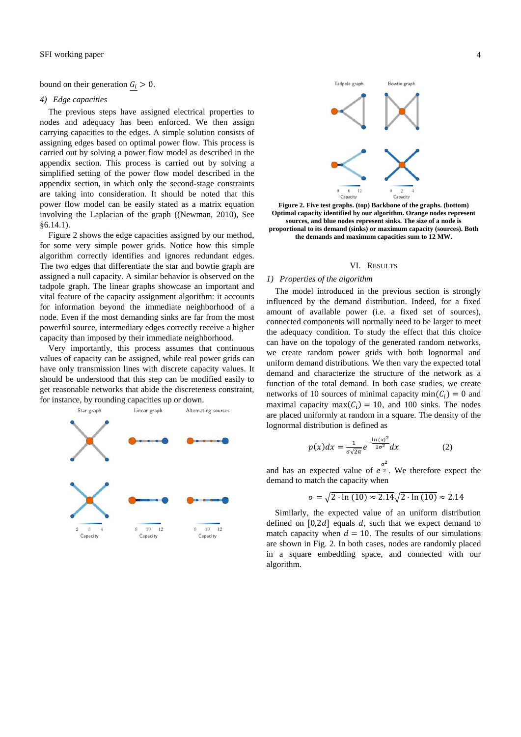bound on their generation $\underline{G_i} > 0$.

*4) Edge capacities*

The previous steps have assigned electrical properties to nodes and adequacy has been enforced. We then assign carrying capacities to the edges. A simple solution consists of assigning edges based on optimal power flow. This process is carried out by solving a power flow model as described in the appendix section. This process is carried out by solving a simplified setting of the power flow model described in the appendix section, in which only the second-stage constraints are taking into consideration. It should be noted that this power flow model can be easily stated as a matrix equation involving the Laplacian of the graph ((Newman, 2010), See §6.14.1).

Figure 2 shows the edge capacities assigned by our method, for some very simple power grids. Notice how this simple algorithm correctly identifies and ignores redundant edges. The two edges that differentiate the star and bowtie graph are assigned a null capacity. A similar behavior is observed on the tadpole graph. The linear graphs showcase an important and vital feature of the capacity assignment algorithm: it accounts for information beyond the immediate neighborhood of a node. Even if the most demanding sinks are far from the most powerful source, intermediary edges correctly receive a higher capacity than imposed by their immediate neighborhood.

Very importantly, this process assumes that continuous values of capacity can be assigned, while real power grids can have only transmission lines with discrete capacity values. It should be understood that this step can be modified easily to get reasonable networks that abide the discreteness constraint, for instance, by rounding capacities up or down.

**Figure 2. Five test graphs. (top) Backbone of the graphs. (bottom) Optimal capacity identified by our algorithm. Orange nodes represent sources, and blue nodes represent sinks. The size of a node is proportional to its demand (sinks) or maximum capacity (sources). Both the demands and maximum capacities sum to 12 MW.**

## VI. Results

*1) Properties of the algorithm*

The model introduced in the previous section is strongly influenced by the demand distribution. Indeed, for a fixed amount of available power (i.e. a fixed set of sources), connected components will normally need to be larger to meet the adequacy condition. To study the effect that this choice can have on the topology of the generated random networks, we create random power grids with both lognormal and uniform demand distributions. We then vary the expected total demand and characterize the structure of the network as a function of the total demand. In both case studies, we create networks of 10 sources of minimal capacity $\min(C_i) = 0$ and maximal capacity $\max(C_i) = 10$, and 100 sinks. The nodes are placed uniformly at random in a square. The density of the lognormal distribution is defined as

$$p(x)dx = \frac{1}{\sigma\sqrt{2\pi}} e^{-\frac{\ln(x)^2}{2\sigma^2}} dx \qquad (2)$$

and has an expected value of $e^{\frac{\sigma^2}{2}}$. We therefore expect the demand to match the capacity when

$$\sigma = \sqrt{2 \cdot \ln(10)} \approx 2.14\sqrt{2 \cdot \ln(10)} \approx 2.14$$

Similarly, the expected value of an uniform distribution defined on $[0, 2d]$ equals $d$, such that we expect demand to match capacity when $d = 10$. The results of our simulations are shown in Fig. 2. In both cases, nodes are randomly placed in a square embedding space, and connected with our algorithm.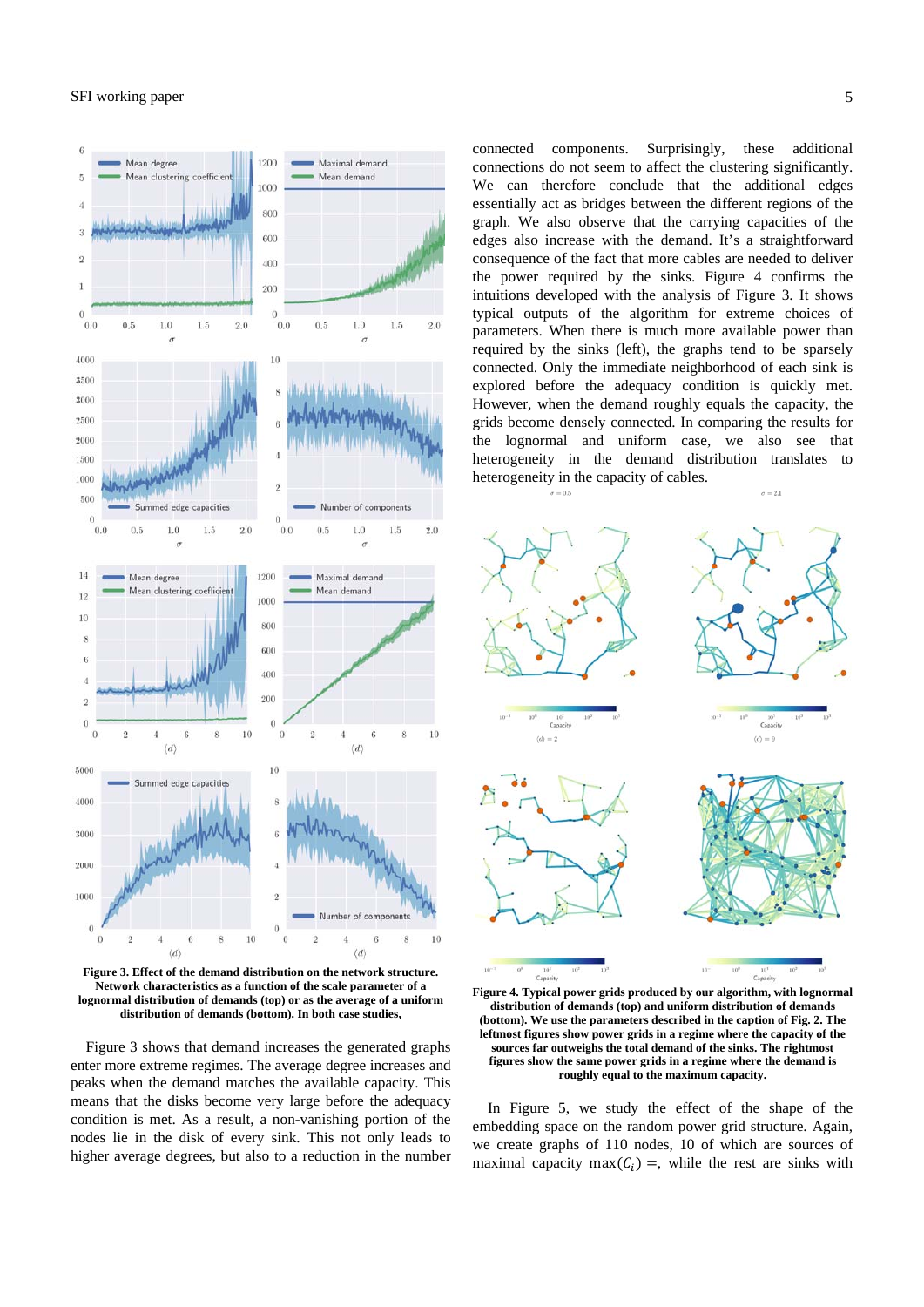**Figure 3. Effect of the demand distribution on the network structure. Network characteristics as a function of the scale parameter of a lognormal distribution of demands (top) or as the average of a uniform distribution of demands (bottom). In both case studies,**

Figure 3 shows that demand increases the generated graphs enter more extreme regimes. The average degree increases and peaks when the demand matches the available capacity. This means that the disks become very large before the adequacy condition is met. As a result, a non-vanishing portion of the nodes lie in the disk of every sink. This not only leads to higher average degrees, but also to a reduction in the number connected components. Surprisingly, these additional connections do not seem to affect the clustering significantly. We can therefore conclude that the additional edges essentially act as bridges between the different regions of the graph. We also observe that the carrying capacities of the edges also increase with the demand. It's a straightforward consequence of the fact that more cables are needed to deliver the power required by the sinks. Figure 4 confirms the intuitions developed with the analysis of Figure 3. It shows typical outputs of the algorithm for extreme choices of parameters. When there is much more available power than required by the sinks (left), the graphs tend to be sparsely connected. Only the immediate neighborhood of each sink is explored before the adequacy condition is quickly met. However, when the demand roughly equals the capacity, the grids become densely connected. In comparing the results for the lognormal and uniform case, we also see that heterogeneity in the demand distribution translates to heterogeneity in the capacity of cables.

**Figure 4. Typical power grids produced by our algorithm, with lognormal distribution of demands (top) and uniform distribution of demands (bottom). We use the parameters described in the caption of Fig. 2. The leftmost figures show power grids in a regime where the capacity of the sources far outweighs the total demand of the sinks. The rightmost figures show the same power grids in a regime where the demand is roughly equal to the maximum capacity.**

In Figure 5, we study the effect of the shape of the embedding space on the random power grid structure. Again, we create graphs of 110 nodes, 10 of which are sources of maximal capacity $\max(C_i) =$, while the rest are sinks with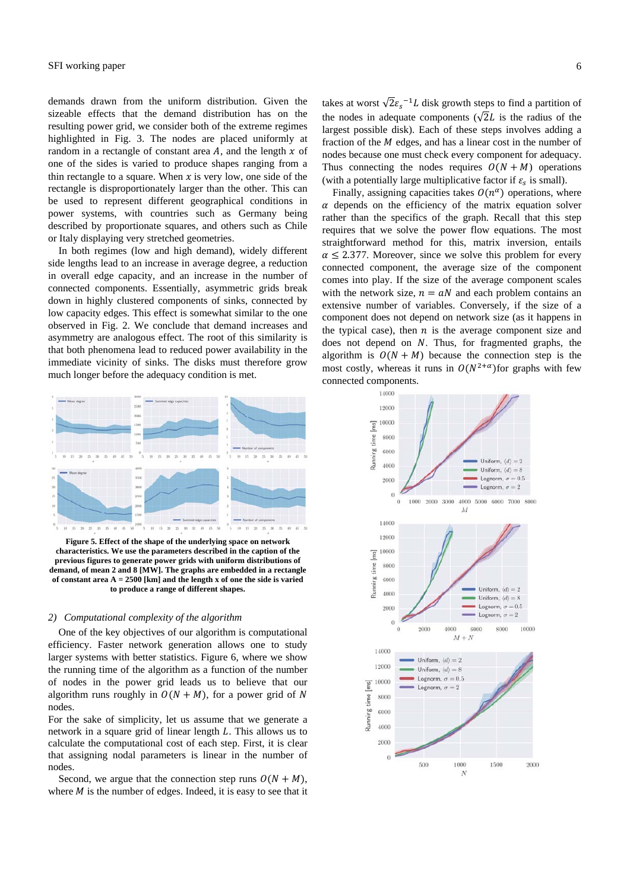demands drawn from the uniform distribution. Given the sizeable effects that the demand distribution has on the resulting power grid, we consider both of the extreme regimes highlighted in Fig. 3. The nodes are placed uniformly at random in a rectangle of constant area $A$, and the length $x$ of one of the sides is varied to produce shapes ranging from a thin rectangle to a square. When $x$ is very low, one side of the rectangle is disproportionately larger than the other. This can be used to represent different geographical conditions in power systems, with countries such as Germany being described by proportionate squares, and others such as Chile or Italy displaying very stretched geometries.

In both regimes (low and high demand), widely different side lengths lead to an increase in average degree, a reduction in overall edge capacity, and an increase in the number of connected components. Essentially, asymmetric grids break down in highly clustered components of sinks, connected by low capacity edges. This effect is somewhat similar to the one observed in Fig. 2. We conclude that demand increases and asymmetry are analogous effect. The root of this similarity is that both phenomena lead to reduced power availability in the immediate vicinity of sinks. The disks must therefore grow much longer before the adequacy condition is met.

**Figure 5. Effect of the shape of the underlying space on network characteristics. We use the parameters described in the caption of the previous figures to generate power grids with uniform distributions of demand, of mean 2 and 8 [MW]. The graphs are embedded in a rectangle of constant area A = 2500 [km] and the length x of one the side is varied to produce a range of different shapes.**

### *2) Computational complexity of the algorithm*

One of the key objectives of our algorithm is computational efficiency. Faster network generation allows one to study larger systems with better statistics. Figure 6, where we show the running time of the algorithm as a function of the number of nodes in the power grid leads us to believe that our algorithm runs roughly in $O(N+M)$, for a power grid of $N$ nodes.

For the sake of simplicity, let us assume that we generate a network in a square grid of linear length $L$. This allows us to calculate the computational cost of each step. First, it is clear that assigning nodal parameters is linear in the number of nodes.

Second, we argue that the connection step runs $O(N+M)$, where $M$ is the number of edges. Indeed, it is easy to see that it takes at worst $\sqrt{2}{\varepsilon_s}^{-1}L$ disk growth steps to find a partition of the nodes in adequate components ($\sqrt{2}L$ is the radius of the largest possible disk). Each of these steps involves adding a fraction of the $M$ edges, and has a linear cost in the number of nodes because one must check every component for adequacy. Thus connecting the nodes requires $O(N+M)$ operations (with a potentially large multiplicative factor if $\varepsilon_s$ is small).

Finally, assigning capacities takes $O(n^{\alpha})$ operations, where $\alpha$ depends on the efficiency of the matrix equation solver rather than the specifics of the graph. Recall that this step requires that we solve the power flow equations. The most straightforward method for this, matrix inversion, entails $\alpha \leq 2.377$. Moreover, since we solve this problem for every connected component, the average size of the component comes into play. If the size of the average component scales with the network size, $n = aN$ and each problem contains an extensive number of variables. Conversely, if the size of a component does not depend on network size (as it happens in the typical case), then $n$ is the average component size and does not depend on $N$. Thus, for fragmented graphs, the algorithm is $O(N+M)$ because the connection step is the most costly, whereas it runs in $O(N^{2+\alpha})$for graphs with few connected components.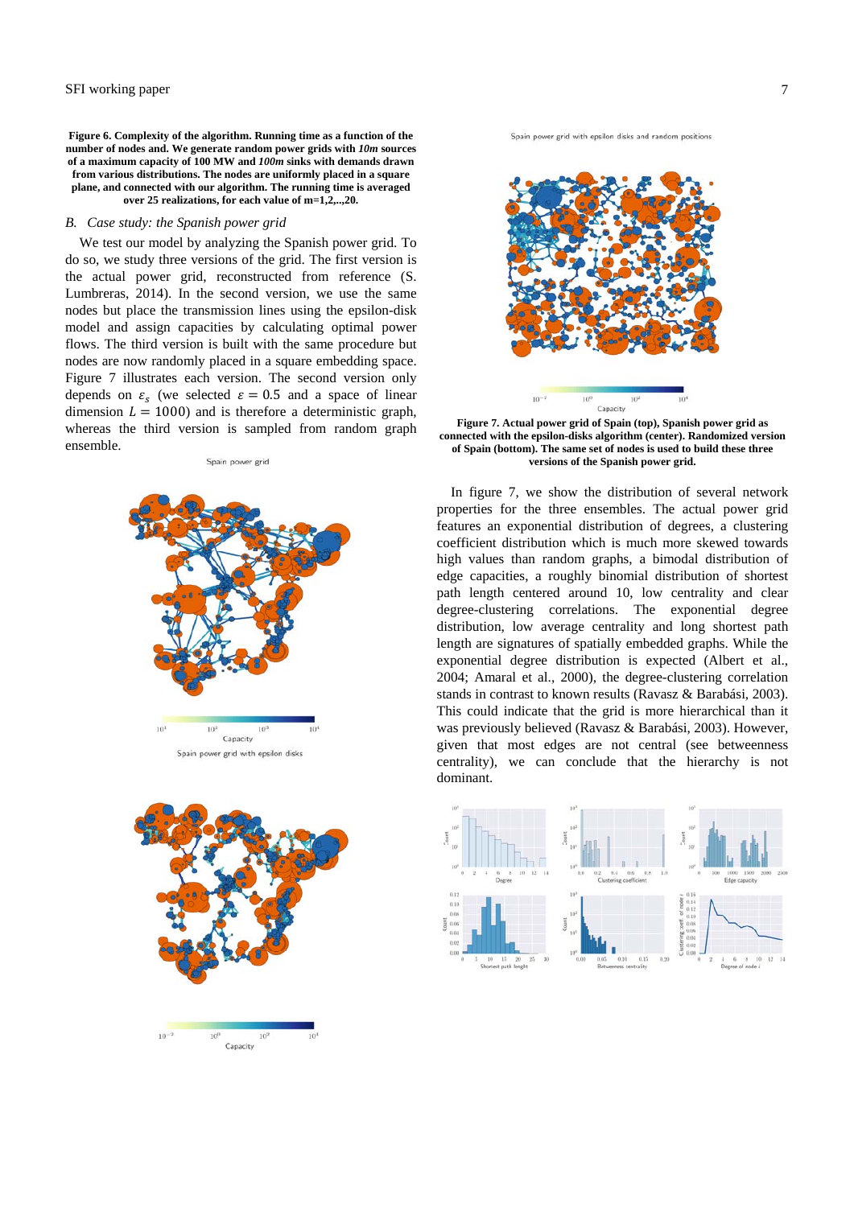**Figure 6. Complexity of the algorithm. Running time as a function of the number of nodes and. We generate random power grids with *10m* sources of a maximum capacity of 100 MW and *100m* sinks with demands drawn from various distributions. The nodes are uniformly placed in a square plane, and connected with our algorithm. The running time is averaged over 25 realizations, for each value of m=1,2,..,20.**

### *B. Case study: the Spanish power grid*

We test our model by analyzing the Spanish power grid. To do so, we study three versions of the grid. The first version is the actual power grid, reconstructed from reference (S. Lumbreras, 2014). In the second version, we use the same nodes but place the transmission lines using the epsilon-disk model and assign capacities by calculating optimal power flows. The third version is built with the same procedure but nodes are now randomly placed in a square embedding space. Figure 7 illustrates each version. The second version only depends on $\varepsilon_s$ (we selected $\varepsilon = 0.5$ and a space of linear dimension $L = 1000$) and is therefore a deterministic graph, whereas the third version is sampled from random graph ensemble.

**Figure 7. Actual power grid of Spain (top), Spanish power grid as connected with the epsilon-disks algorithm (center). Randomized version of Spain (bottom). The same set of nodes is used to build these three versions of the Spanish power grid.**

In figure 7, we show the distribution of several network properties for the three ensembles. The actual power grid features an exponential distribution of degrees, a clustering coefficient distribution which is much more skewed towards high values than random graphs, a bimodal distribution of edge capacities, a roughly binomial distribution of shortest path length centered around 10, low centrality and clear degree-clustering correlations. The exponential degree distribution, low average centrality and long shortest path length are signatures of spatially embedded graphs. While the exponential degree distribution is expected (Albert et al., 2004; Amaral et al., 2000), the degree-clustering correlation stands in contrast to known results (Ravasz & Barabási, 2003). This could indicate that the grid is more hierarchical than it was previously believed (Ravasz & Barabási, 2003). However, given that most edges are not central (see betweenness centrality), we can conclude that the hierarchy is not dominant.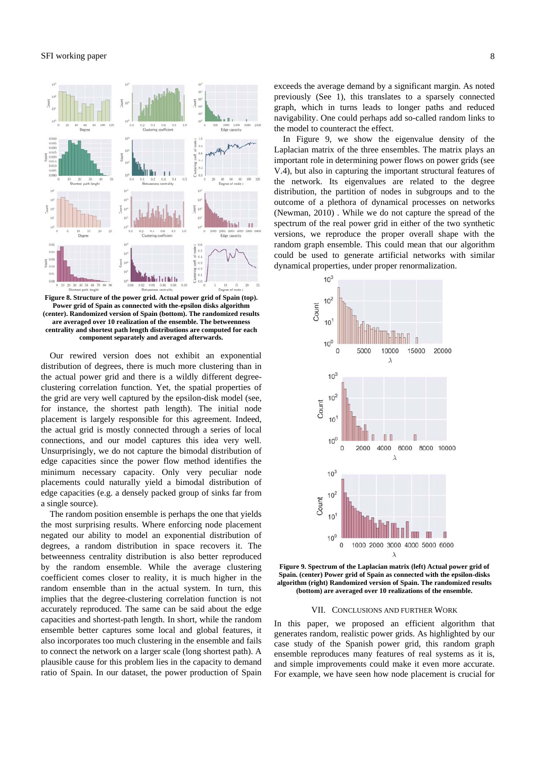**Figure 8. Structure of the power grid. Actual power grid of Spain (top). Power grid of Spain as connected with the-epsilon disks algorithm (center). Randomized version of Spain (bottom). The randomized results are averaged over 10 realization of the ensemble. The betweenness centrality and shortest path length distributions are computed for each component separately and averaged afterwards.**

Our rewired version does not exhibit an exponential distribution of degrees, there is much more clustering than in the actual power grid and there is a wildly different degree-clustering correlation function. Yet, the spatial properties of the grid are very well captured by the epsilon-disk model (see, for instance, the shortest path length). The initial node placement is largely responsible for this agreement. Indeed, the actual grid is mostly connected through a series of local connections, and our model captures this idea very well. Unsurprisingly, we do not capture the bimodal distribution of edge capacities since the power flow method identifies the minimum necessary capacity. Only very peculiar node placements could naturally yield a bimodal distribution of edge capacities (e.g. a densely packed group of sinks far from a single source).

The random position ensemble is perhaps the one that yields the most surprising results. Where enforcing node placement negated our ability to model an exponential distribution of degrees, a random distribution in space recovers it. The betweenness centrality distribution is also better reproduced by the random ensemble. While the average clustering coefficient comes closer to reality, it is much higher in the random ensemble than in the actual system. In turn, this implies that the degree-clustering correlation function is not accurately reproduced. The same can be said about the edge capacities and shortest-path length. In short, while the random ensemble better captures some local and global features, it also incorporates too much clustering in the ensemble and fails to connect the network on a larger scale (long shortest path). A plausible cause for this problem lies in the capacity to demand ratio of Spain. In our dataset, the power production of Spain exceeds the average demand by a significant margin. As noted previously (See 1), this translates to a sparsely connected graph, which in turns leads to longer paths and reduced navigability. One could perhaps add so-called random links to the model to counteract the effect.

In Figure 9, we show the eigenvalue density of the Laplacian matrix of the three ensembles. The matrix plays an important role in determining power flows on power grids (see V.4), but also in capturing the important structural features of the network. Its eigenvalues are related to the degree distribution, the partition of nodes in subgroups and to the outcome of a plethora of dynamical processes on networks (Newman, 2010) . While we do not capture the spread of the spectrum of the real power grid in either of the two synthetic versions, we reproduce the proper overall shape with the random graph ensemble. This could mean that our algorithm could be used to generate artificial networks with similar dynamical properties, under proper renormalization.

**Figure 9. Spectrum of the Laplacian matrix (left) Actual power grid of Spain. (center) Power grid of Spain as connected with the epsilon-disks algorithm (right) Randomized version of Spain. The randomized results (bottom) are averaged over 10 realizations of the ensemble.**

## VII. Conclusions and Further Work

In this paper, we proposed an efficient algorithm that generates random, realistic power grids. As highlighted by our case study of the Spanish power grid, this random graph ensemble reproduces many features of real systems as it is, and simple improvements could make it even more accurate. For example, we have seen how node placement is crucial for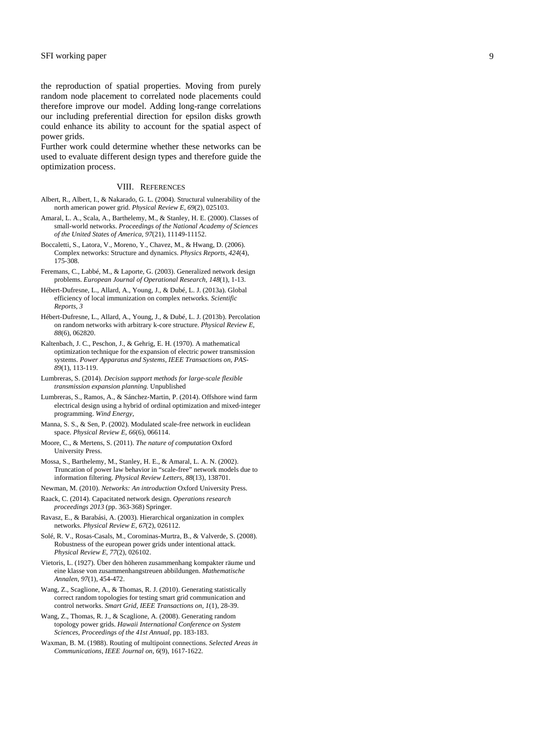the reproduction of spatial properties. Moving from purely random node placement to correlated node placements could therefore improve our model. Adding long-range correlations our including preferential direction for epsilon disks growth could enhance its ability to account for the spatial aspect of power grids.

Further work could determine whether these networks can be used to evaluate different design types and therefore guide the optimization process.

## VIII. References

Albert, R., Albert, I., & Nakarado, G. L. (2004). Structural vulnerability of the north american power grid. *Physical Review E, 69*(2), 025103.

Amaral, L. A., Scala, A., Barthelemy, M., & Stanley, H. E. (2000). Classes of small-world networks. *Proceedings of the National Academy of Sciences of the United States of America, 97*(21), 11149-11152.

Boccaletti, S., Latora, V., Moreno, Y., Chavez, M., & Hwang, D. (2006). Complex networks: Structure and dynamics. *Physics Reports, 424*(4), 175-308.

Feremans, C., Labbé, M., & Laporte, G. (2003). Generalized network design problems. *European Journal of Operational Research, 148*(1), 1-13.

Hébert-Dufresne, L., Allard, A., Young, J., & Dubé, L. J. (2013a). Global efficiency of local immunization on complex networks. *Scientific Reports, 3*

Hébert-Dufresne, L., Allard, A., Young, J., & Dubé, L. J. (2013b). Percolation on random networks with arbitrary k-core structure. *Physical Review E, 88*(6), 062820.

Kaltenbach, J. C., Peschon, J., & Gehrig, E. H. (1970). A mathematical optimization technique for the expansion of electric power transmission systems. *Power Apparatus and Systems, IEEE Transactions on, PAS-89*(1), 113-119.

Lumbreras, S. (2014). *Decision support methods for large-scale flexible transmission expansion planning.* Unpublished

Lumbreras, S., Ramos, A., & Sánchez-Martin, P. (2014). Offshore wind farm electrical design using a hybrid of ordinal optimization and mixed-integer programming. *Wind Energy,*

Manna, S. S., & Sen, P. (2002). Modulated scale-free network in euclidean space. *Physical Review E, 66*(6), 066114.

Moore, C., & Mertens, S. (2011). *The nature of computation* Oxford University Press.

Mossa, S., Barthelemy, M., Stanley, H. E., & Amaral, L. A. N. (2002). Truncation of power law behavior in "scale-free" network models due to information filtering. *Physical Review Letters, 88*(13), 138701.

Newman, M. (2010). *Networks: An introduction* Oxford University Press.

Raack, C. (2014). Capacitated network design. *Operations research proceedings 2013* (pp. 363-368) Springer.

Ravasz, E., & Barabási, A. (2003). Hierarchical organization in complex networks. *Physical Review E, 67*(2), 026112.

Solé, R. V., Rosas-Casals, M., Corominas-Murtra, B., & Valverde, S. (2008). Robustness of the european power grids under intentional attack. *Physical Review E, 77*(2), 026102.

Vietoris, L. (1927). Über den höheren zusammenhang kompakter räume und eine klasse von zusammenhangstreuen abbildungen. *Mathematische Annalen, 97*(1), 454-472.

Wang, Z., Scaglione, A., & Thomas, R. J. (2010). Generating statistically correct random topologies for testing smart grid communication and control networks. *Smart Grid, IEEE Transactions on, 1*(1), 28-39.

Wang, Z., Thomas, R. J., & Scaglione, A. (2008). Generating random topology power grids. *Hawaii International Conference on System Sciences, Proceedings of the 41st Annual,* pp. 183-183.

Waxman, B. M. (1988). Routing of multipoint connections. *Selected Areas in Communications, IEEE Journal on, 6*(9), 1617-1622.